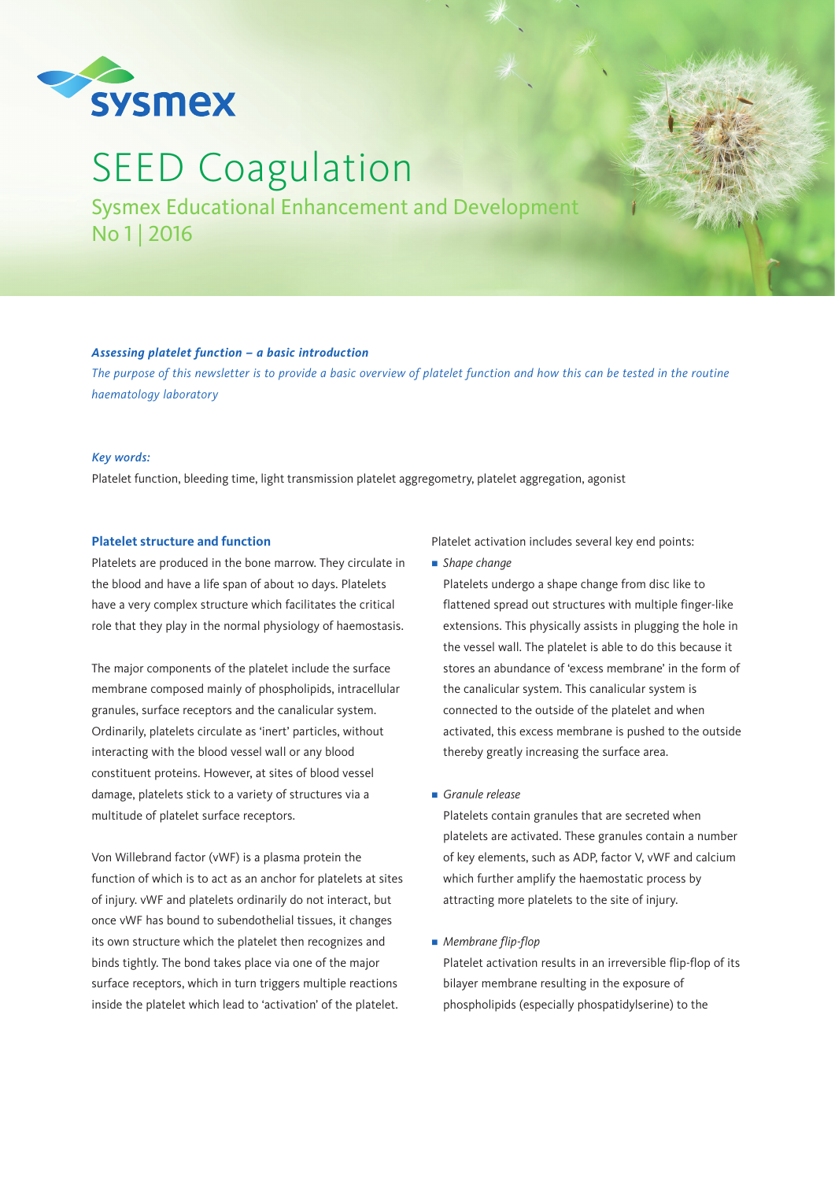# SEED Coagulation

## Sysmex Educational Enhancement and Development
No 1 | 2016

***Assessing platelet function – a basic introduction***

*The purpose of this newsletter is to provide a basic overview of platelet function and how this can be tested in the routine haematology laboratory*

*Key words:*

Platelet function, bleeding time, light transmission platelet aggregometry, platelet aggregation, agonist

### Platelet structure and function

Platelets are produced in the bone marrow. They circulate in the blood and have a life span of about 10 days. Platelets have a very complex structure which facilitates the critical role that they play in the normal physiology of haemostasis.

The major components of the platelet include the surface membrane composed mainly of phospholipids, intracellular granules, surface receptors and the canalicular system. Ordinarily, platelets circulate as 'inert' particles, without interacting with the blood vessel wall or any blood constituent proteins. However, at sites of blood vessel damage, platelets stick to a variety of structures via a multitude of platelet surface receptors.

Von Willebrand factor (vWF) is a plasma protein the function of which is to act as an anchor for platelets at sites of injury. vWF and platelets ordinarily do not interact, but once vWF has bound to subendothelial tissues, it changes its own structure which the platelet then recognizes and binds tightly. The bond takes place via one of the major surface receptors, which in turn triggers multiple reactions inside the platelet which lead to 'activation' of the platelet.

Platelet activation includes several key end points:

- *Shape change*

  Platelets undergo a shape change from disc like to flattened spread out structures with multiple finger-like extensions. This physically assists in plugging the hole in the vessel wall. The platelet is able to do this because it stores an abundance of 'excess membrane' in the form of the canalicular system. This canalicular system is connected to the outside of the platelet and when activated, this excess membrane is pushed to the outside thereby greatly increasing the surface area.

- *Granule release*

  Platelets contain granules that are secreted when platelets are activated. These granules contain a number of key elements, such as ADP, factor V, vWF and calcium which further amplify the haemostatic process by attracting more platelets to the site of injury.

- *Membrane flip-flop*

  Platelet activation results in an irreversible flip-flop of its bilayer membrane resulting in the exposure of phospholipids (especially phospatidylserine) to the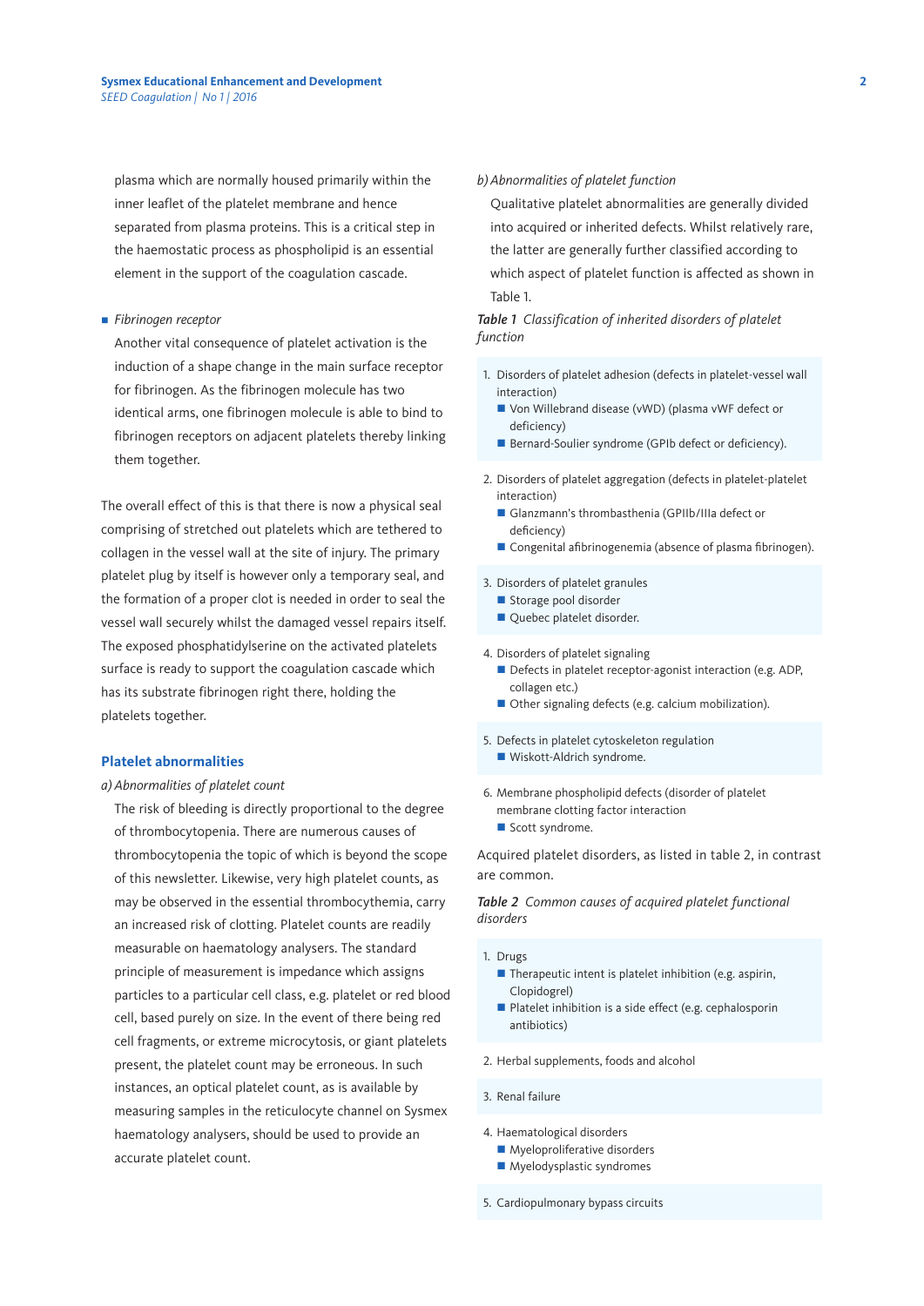plasma which are normally housed primarily within the inner leaflet of the platelet membrane and hence separated from plasma proteins. This is a critical step in the haemostatic process as phospholipid is an essential element in the support of the coagulation cascade.

- *Fibrinogen receptor*

  Another vital consequence of platelet activation is the induction of a shape change in the main surface receptor for fibrinogen. As the fibrinogen molecule has two identical arms, one fibrinogen molecule is able to bind to fibrinogen receptors on adjacent platelets thereby linking them together.

The overall effect of this is that there is now a physical seal comprising of stretched out platelets which are tethered to collagen in the vessel wall at the site of injury. The primary platelet plug by itself is however only a temporary seal, and the formation of a proper clot is needed in order to seal the vessel wall securely whilst the damaged vessel repairs itself. The exposed phosphatidylserine on the activated platelets surface is ready to support the coagulation cascade which has its substrate fibrinogen right there, holding the platelets together.

## Platelet abnormalities

*a) Abnormalities of platelet count*

The risk of bleeding is directly proportional to the degree of thrombocytopenia. There are numerous causes of thrombocytopenia the topic of which is beyond the scope of this newsletter. Likewise, very high platelet counts, as may be observed in the essential thrombocythemia, carry an increased risk of clotting. Platelet counts are readily measurable on haematology analysers. The standard principle of measurement is impedance which assigns particles to a particular cell class, e.g. platelet or red blood cell, based purely on size. In the event of there being red cell fragments, or extreme microcytosis, or giant platelets present, the platelet count may be erroneous. In such instances, an optical platelet count, as is available by measuring samples in the reticulocyte channel on Sysmex haematology analysers, should be used to provide an accurate platelet count.

*b) Abnormalities of platelet function*

Qualitative platelet abnormalities are generally divided into acquired or inherited defects. Whilst relatively rare, the latter are generally further classified according to which aspect of platelet function is affected as shown in Table 1.

***Table 1*** *Classification of inherited disorders of platelet function*

1. Disorders of platelet adhesion (defects in platelet-vessel wall interaction)
   - Von Willebrand disease (vWD) (plasma vWF defect or deficiency)
   - Bernard-Soulier syndrome (GPIb defect or deficiency).
2. Disorders of platelet aggregation (defects in platelet-platelet interaction)
   - Glanzmann's thrombasthenia (GPIIb/IIIa defect or deficiency)
   - Congenital afibrinogenemia (absence of plasma fibrinogen).
3. Disorders of platelet granules
   - Storage pool disorder
   - Quebec platelet disorder.
4. Disorders of platelet signaling
   - Defects in platelet receptor-agonist interaction (e.g. ADP, collagen etc.)
   - Other signaling defects (e.g. calcium mobilization).
5. Defects in platelet cytoskeleton regulation
   - Wiskott-Aldrich syndrome.
6. Membrane phospholipid defects (disorder of platelet membrane clotting factor interaction
   - Scott syndrome.

Acquired platelet disorders, as listed in table 2, in contrast are common.

***Table 2*** *Common causes of acquired platelet functional disorders*

1. Drugs
   - Therapeutic intent is platelet inhibition (e.g. aspirin, Clopidogrel)
   - Platelet inhibition is a side effect (e.g. cephalosporin antibiotics)
2. Herbal supplements, foods and alcohol
3. Renal failure
4. Haematological disorders
   - Myeloproliferative disorders
   - Myelodysplastic syndromes
5. Cardiopulmonary bypass circuits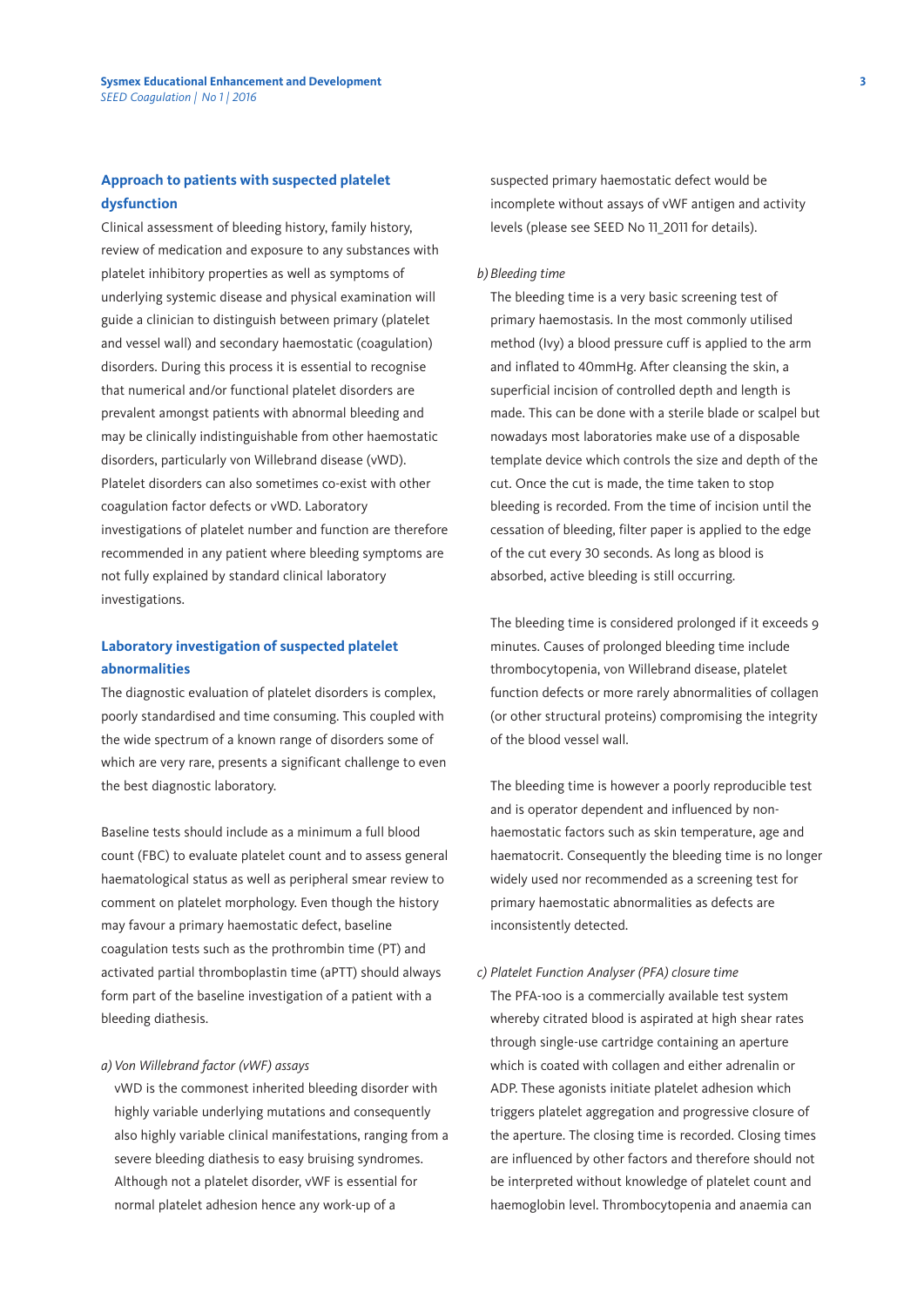## Approach to patients with suspected platelet dysfunction

Clinical assessment of bleeding history, family history, review of medication and exposure to any substances with platelet inhibitory properties as well as symptoms of underlying systemic disease and physical examination will guide a clinician to distinguish between primary (platelet and vessel wall) and secondary haemostatic (coagulation) disorders. During this process it is essential to recognise that numerical and/or functional platelet disorders are prevalent amongst patients with abnormal bleeding and may be clinically indistinguishable from other haemostatic disorders, particularly von Willebrand disease (vWD). Platelet disorders can also sometimes co-exist with other coagulation factor defects or vWD. Laboratory investigations of platelet number and function are therefore recommended in any patient where bleeding symptoms are not fully explained by standard clinical laboratory investigations.

## Laboratory investigation of suspected platelet abnormalities

The diagnostic evaluation of platelet disorders is complex, poorly standardised and time consuming. This coupled with the wide spectrum of a known range of disorders some of which are very rare, presents a significant challenge to even the best diagnostic laboratory.

Baseline tests should include as a minimum a full blood count (FBC) to evaluate platelet count and to assess general haematological status as well as peripheral smear review to comment on platelet morphology. Even though the history may favour a primary haemostatic defect, baseline coagulation tests such as the prothrombin time (PT) and activated partial thromboplastin time (aPTT) should always form part of the baseline investigation of a patient with a bleeding diathesis.

*a) Von Willebrand factor (vWF) assays*

vWD is the commonest inherited bleeding disorder with highly variable underlying mutations and consequently also highly variable clinical manifestations, ranging from a severe bleeding diathesis to easy bruising syndromes. Although not a platelet disorder, vWF is essential for normal platelet adhesion hence any work-up of a suspected primary haemostatic defect would be incomplete without assays of vWF antigen and activity levels (please see SEED No 11_2011 for details).

*b) Bleeding time*

The bleeding time is a very basic screening test of primary haemostasis. In the most commonly utilised method (Ivy) a blood pressure cuff is applied to the arm and inflated to 40mmHg. After cleansing the skin, a superficial incision of controlled depth and length is made. This can be done with a sterile blade or scalpel but nowadays most laboratories make use of a disposable template device which controls the size and depth of the cut. Once the cut is made, the time taken to stop bleeding is recorded. From the time of incision until the cessation of bleeding, filter paper is applied to the edge of the cut every 30 seconds. As long as blood is absorbed, active bleeding is still occurring.

The bleeding time is considered prolonged if it exceeds 9 minutes. Causes of prolonged bleeding time include thrombocytopenia, von Willebrand disease, platelet function defects or more rarely abnormalities of collagen (or other structural proteins) compromising the integrity of the blood vessel wall.

The bleeding time is however a poorly reproducible test and is operator dependent and influenced by non-haemostatic factors such as skin temperature, age and haematocrit. Consequently the bleeding time is no longer widely used nor recommended as a screening test for primary haemostatic abnormalities as defects are inconsistently detected.

*c) Platelet Function Analyser (PFA) closure time*

The PFA-100 is a commercially available test system whereby citrated blood is aspirated at high shear rates through single-use cartridge containing an aperture which is coated with collagen and either adrenalin or ADP. These agonists initiate platelet adhesion which triggers platelet aggregation and progressive closure of the aperture. The closing time is recorded. Closing times are influenced by other factors and therefore should not be interpreted without knowledge of platelet count and haemoglobin level. Thrombocytopenia and anaemia can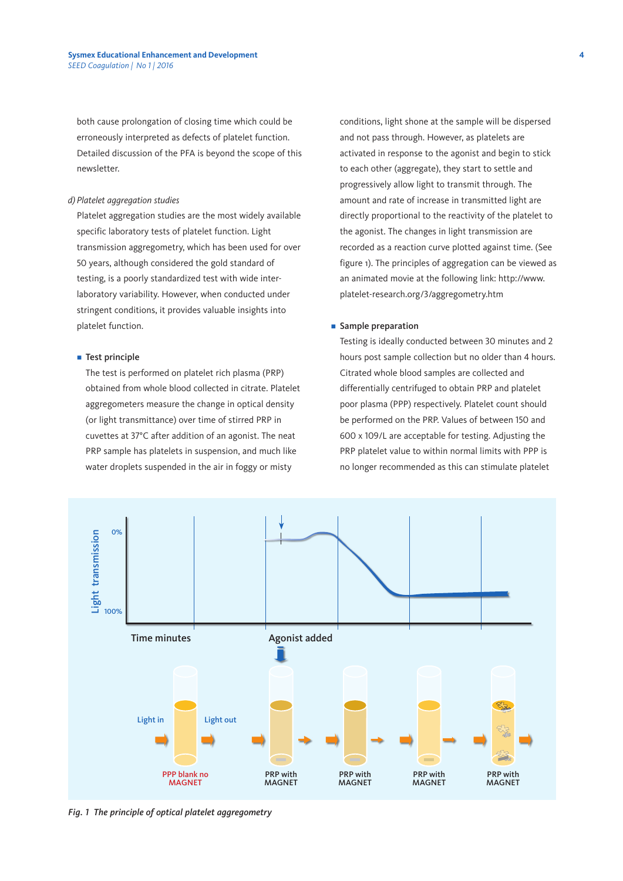both cause prolongation of closing time which could be erroneously interpreted as defects of platelet function. Detailed discussion of the PFA is beyond the scope of this newsletter.

*d) Platelet aggregation studies*

Platelet aggregation studies are the most widely available specific laboratory tests of platelet function. Light transmission aggregometry, which has been used for over 50 years, although considered the gold standard of testing, is a poorly standardized test with wide inter-laboratory variability. However, when conducted under stringent conditions, it provides valuable insights into platelet function.

- **Test principle**

  The test is performed on platelet rich plasma (PRP) obtained from whole blood collected in citrate. Platelet aggregometers measure the change in optical density (or light transmittance) over time of stirred PRP in cuvettes at 37°C after addition of an agonist. The neat PRP sample has platelets in suspension, and much like water droplets suspended in the air in foggy or misty conditions, light shone at the sample will be dispersed and not pass through. However, as platelets are activated in response to the agonist and begin to stick to each other (aggregate), they start to settle and progressively allow light to transmit through. The amount and rate of increase in transmitted light are directly proportional to the reactivity of the platelet to the agonist. The changes in light transmission are recorded as a reaction curve plotted against time. (See figure 1). The principles of aggregation can be viewed as an animated movie at the following link: http://www.platelet-research.org/3/aggregometry.htm

- **Sample preparation**

  Testing is ideally conducted between 30 minutes and 2 hours post sample collection but no older than 4 hours. Citrated whole blood samples are collected and differentially centrifuged to obtain PRP and platelet poor plasma (PPP) respectively. Platelet count should be performed on the PRP. Values of between 150 and 600 x $10^9$/L are acceptable for testing. Adjusting the PRP platelet value to within normal limits with PPP is no longer recommended as this can stimulate platelet

*Fig. 1 The principle of optical platelet aggregometry*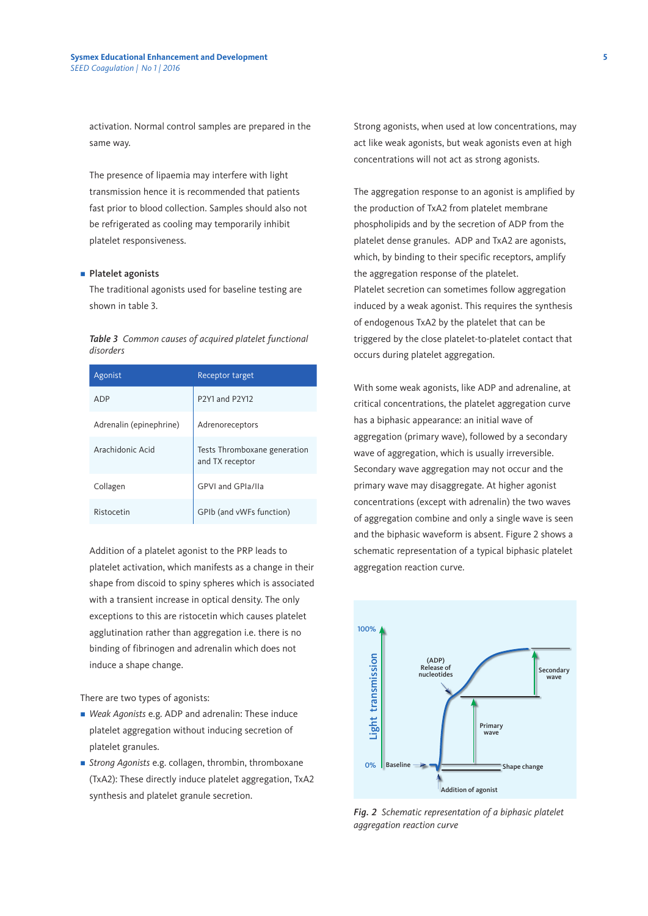activation. Normal control samples are prepared in the same way.

The presence of lipaemia may interfere with light transmission hence it is recommended that patients fast prior to blood collection. Samples should also not be refrigerated as cooling may temporarily inhibit platelet responsiveness.

- **Platelet agonists**

The traditional agonists used for baseline testing are shown in table 3.

***Table 3*** *Common causes of acquired platelet functional disorders*

| Agonist | Receptor target |
|---|---|
| ADP | P2Y1 and P2Y12 |
| Adrenalin (epinephrine) | Adrenoreceptors |
| Arachidonic Acid | Tests Thromboxane generation and TX receptor |
| Collagen | GPVI and GPIa/IIa |
| Ristocetin | GPIb (and vWFs function) |

Addition of a platelet agonist to the PRP leads to platelet activation, which manifests as a change in their shape from discoid to spiny spheres which is associated with a transient increase in optical density. The only exceptions to this are ristocetin which causes platelet agglutination rather than aggregation i.e. there is no binding of fibrinogen and adrenalin which does not induce a shape change.

There are two types of agonists:

- *Weak Agonists* e.g. ADP and adrenalin: These induce platelet aggregation without inducing secretion of platelet granules.
- *Strong Agonists* e.g. collagen, thrombin, thromboxane (TxA2): These directly induce platelet aggregation, TxA2 synthesis and platelet granule secretion.

Strong agonists, when used at low concentrations, may act like weak agonists, but weak agonists even at high concentrations will not act as strong agonists.

The aggregation response to an agonist is amplified by the production of TxA2 from platelet membrane phospholipids and by the secretion of ADP from the platelet dense granules. ADP and TxA2 are agonists, which, by binding to their specific receptors, amplify the aggregation response of the platelet.
Platelet secretion can sometimes follow aggregation induced by a weak agonist. This requires the synthesis of endogenous TxA2 by the platelet that can be triggered by the close platelet-to-platelet contact that occurs during platelet aggregation.

With some weak agonists, like ADP and adrenaline, at critical concentrations, the platelet aggregation curve has a biphasic appearance: an initial wave of aggregation (primary wave), followed by a secondary wave of aggregation, which is usually irreversible. Secondary wave aggregation may not occur and the primary wave may disaggregate. At higher agonist concentrations (except with adrenalin) the two waves of aggregation combine and only a single wave is seen and the biphasic waveform is absent. Figure 2 shows a schematic representation of a typical biphasic platelet aggregation reaction curve.

***Fig. 2*** *Schematic representation of a biphasic platelet aggregation reaction curve*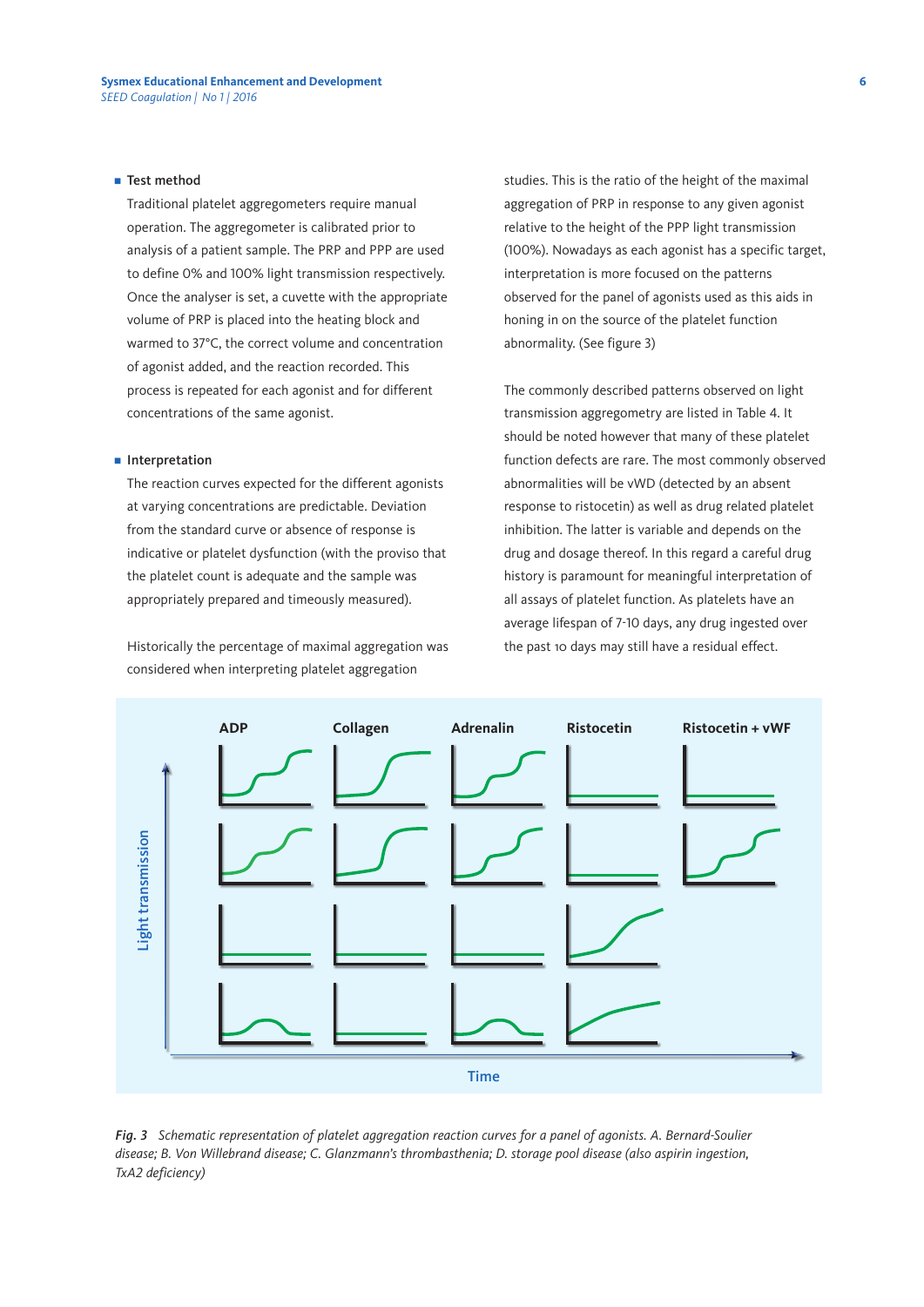- **Test method**

Traditional platelet aggregometers require manual operation. The aggregometer is calibrated prior to analysis of a patient sample. The PRP and PPP are used to define 0% and 100% light transmission respectively. Once the analyser is set, a cuvette with the appropriate volume of PRP is placed into the heating block and warmed to 37°C, the correct volume and concentration of agonist added, and the reaction recorded. This process is repeated for each agonist and for different concentrations of the same agonist.

- **Interpretation**

The reaction curves expected for the different agonists at varying concentrations are predictable. Deviation from the standard curve or absence of response is indicative or platelet dysfunction (with the proviso that the platelet count is adequate and the sample was appropriately prepared and timeously measured).

Historically the percentage of maximal aggregation was considered when interpreting platelet aggregation studies. This is the ratio of the height of the maximal aggregation of PRP in response to any given agonist relative to the height of the PPP light transmission (100%). Nowadays as each agonist has a specific target, interpretation is more focused on the patterns observed for the panel of agonists used as this aids in honing in on the source of the platelet function abnormality. (See figure 3)

The commonly described patterns observed on light transmission aggregometry are listed in Table 4. It should be noted however that many of these platelet function defects are rare. The most commonly observed abnormalities will be vWD (detected by an absent response to ristocetin) as well as drug related platelet inhibition. The latter is variable and depends on the drug and dosage thereof. In this regard a careful drug history is paramount for meaningful interpretation of all assays of platelet function. As platelets have an average lifespan of 7-10 days, any drug ingested over the past 10 days may still have a residual effect.

*Fig. 3 Schematic representation of platelet aggregation reaction curves for a panel of agonists. A. Bernard-Soulier disease; B. Von Willebrand disease; C. Glanzmann's thrombasthenia; D. storage pool disease (also aspirin ingestion, TxA2 deficiency)*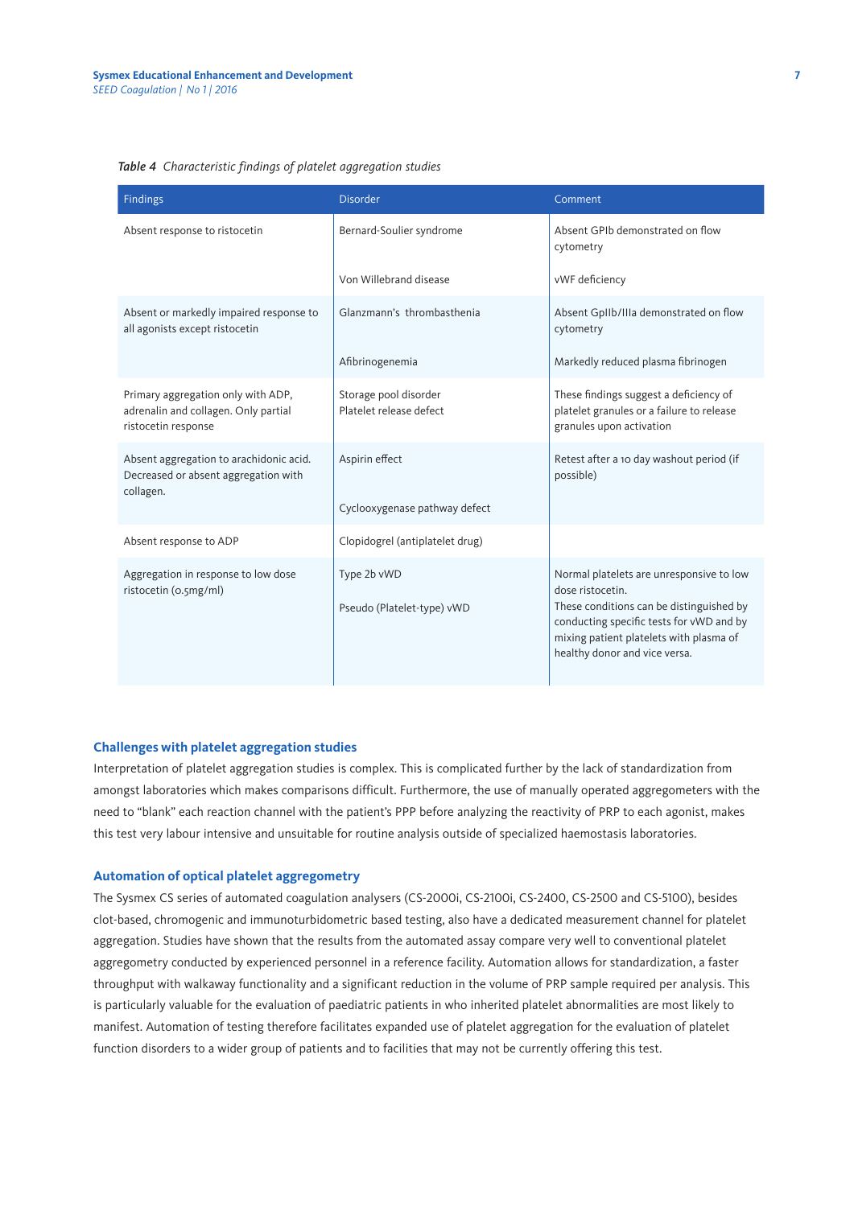*Table 4 Characteristic findings of platelet aggregation studies*

| Findings | Disorder | Comment |
|---|---|---|
| Absent response to ristocetin | Bernard-Soulier syndrome | Absent GPIb demonstrated on flow cytometry |
| | Von Willebrand disease | vWF deficiency |
| Absent or markedly impaired response to all agonists except ristocetin | Glanzmann's thrombasthenia | Absent GpIIb/IIIa demonstrated on flow cytometry |
| | Afibrinogenemia | Markedly reduced plasma fibrinogen |
| Primary aggregation only with ADP, adrenalin and collagen. Only partial ristocetin response | Storage pool disorder Platelet release defect | These findings suggest a deficiency of platelet granules or a failure to release granules upon activation |
| Absent aggregation to arachidonic acid. Decreased or absent aggregation with collagen. | Aspirin effect | Retest after a 10 day washout period (if possible) |
| | Cyclooxygenase pathway defect | |
| Absent response to ADP | Clopidogrel (antiplatelet drug) | |
| Aggregation in response to low dose ristocetin (0.5mg/ml) | Type 2b vWD<br>Pseudo (Platelet-type) vWD | Normal platelets are unresponsive to low dose ristocetin.<br>These conditions can be distinguished by conducting specific tests for vWD and by mixing patient platelets with plasma of healthy donor and vice versa. |

## Challenges with platelet aggregation studies

Interpretation of platelet aggregation studies is complex. This is complicated further by the lack of standardization from amongst laboratories which makes comparisons difficult. Furthermore, the use of manually operated aggregometers with the need to "blank" each reaction channel with the patient's PPP before analyzing the reactivity of PRP to each agonist, makes this test very labour intensive and unsuitable for routine analysis outside of specialized haemostasis laboratories.

## Automation of optical platelet aggregometry

The Sysmex CS series of automated coagulation analysers (CS-2000i, CS-2100i, CS-2400, CS-2500 and CS-5100), besides clot-based, chromogenic and immunoturbidometric based testing, also have a dedicated measurement channel for platelet aggregation. Studies have shown that the results from the automated assay compare very well to conventional platelet aggregometry conducted by experienced personnel in a reference facility. Automation allows for standardization, a faster throughput with walkaway functionality and a significant reduction in the volume of PRP sample required per analysis. This is particularly valuable for the evaluation of paediatric patients in who inherited platelet abnormalities are most likely to manifest. Automation of testing therefore facilitates expanded use of platelet aggregation for the evaluation of platelet function disorders to a wider group of patients and to facilities that may not be currently offering this test.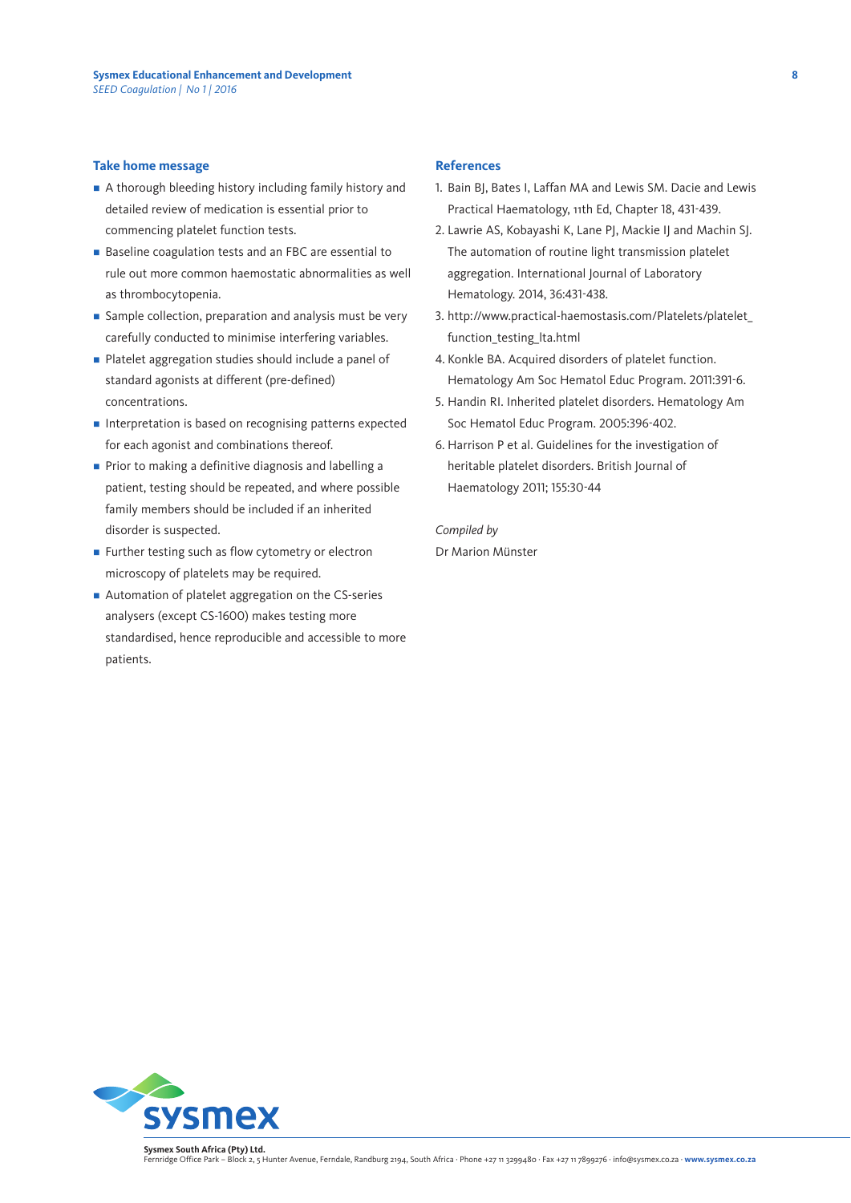## Take home message

- A thorough bleeding history including family history and detailed review of medication is essential prior to commencing platelet function tests.
- Baseline coagulation tests and an FBC are essential to rule out more common haemostatic abnormalities as well as thrombocytopenia.
- Sample collection, preparation and analysis must be very carefully conducted to minimise interfering variables.
- Platelet aggregation studies should include a panel of standard agonists at different (pre-defined) concentrations.
- Interpretation is based on recognising patterns expected for each agonist and combinations thereof.
- Prior to making a definitive diagnosis and labelling a patient, testing should be repeated, and where possible family members should be included if an inherited disorder is suspected.
- Further testing such as flow cytometry or electron microscopy of platelets may be required.
- Automation of platelet aggregation on the CS-series analysers (except CS-1600) makes testing more standardised, hence reproducible and accessible to more patients.

## References

1. Bain BJ, Bates I, Laffan MA and Lewis SM. Dacie and Lewis Practical Haematology, 11th Ed, Chapter 18, 431-439.
2. Lawrie AS, Kobayashi K, Lane PJ, Mackie IJ and Machin SJ. The automation of routine light transmission platelet aggregation. International Journal of Laboratory Hematology. 2014, 36:431-438.
3. http://www.practical-haemostasis.com/Platelets/platelet_function_testing_lta.html
4. Konkle BA. Acquired disorders of platelet function. Hematology Am Soc Hematol Educ Program. 2011:391-6.
5. Handin RI. Inherited platelet disorders. Hematology Am Soc Hematol Educ Program. 2005:396-402.
6. Harrison P et al. Guidelines for the investigation of heritable platelet disorders. British Journal of Haematology 2011; 155:30-44

*Compiled by*

Dr Marion Münster

**Sysmex South Africa (Pty) Ltd.**
Fernridge Office Park – Block 2, 5 Hunter Avenue, Ferndale, Randburg 2194, South Africa · Phone +27 11 3299480 · Fax +27 11 7899276 · info@sysmex.co.za · **www.sysmex.co.za**